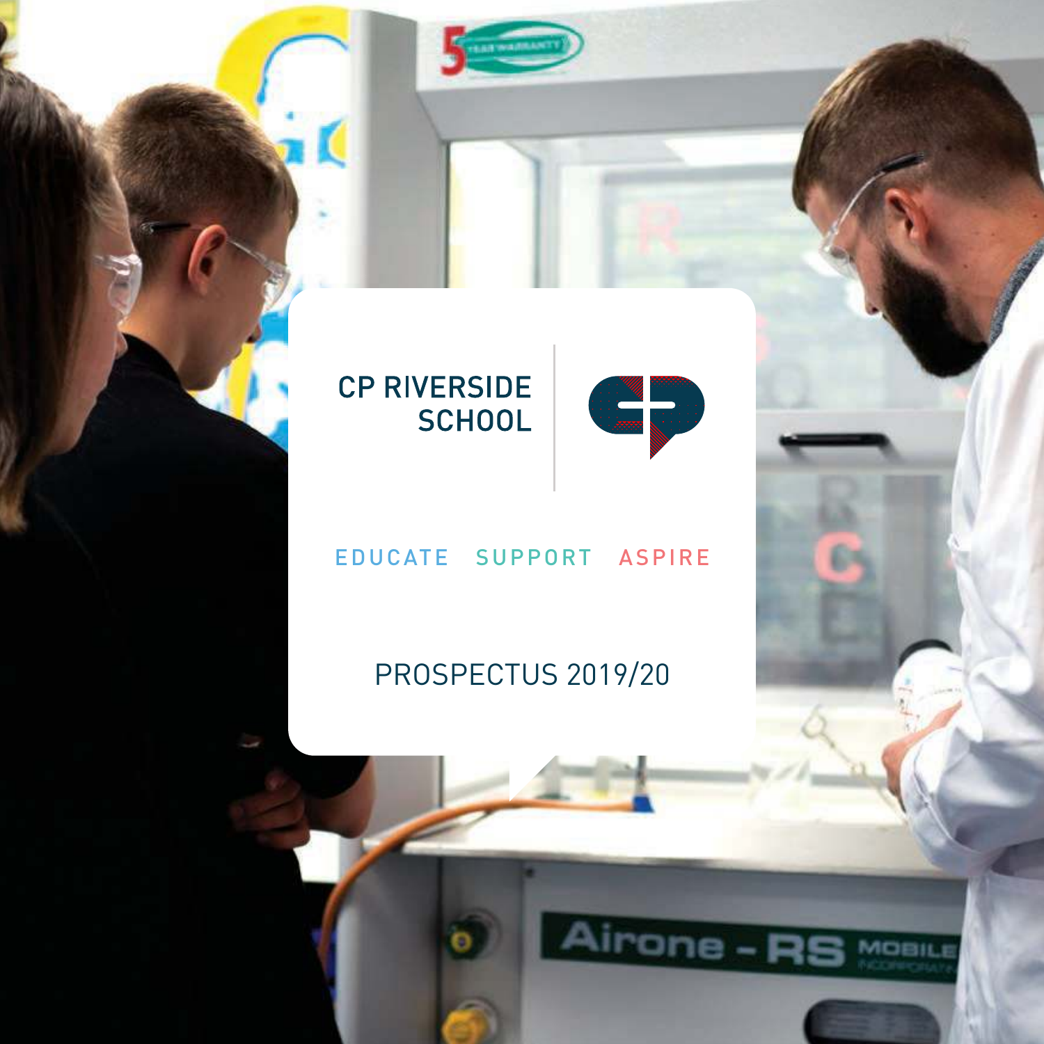# CP RIVERSIDE SCHOOL

EDUCATE SUPPORT ASPIRE

PROSPECTUS 2019/20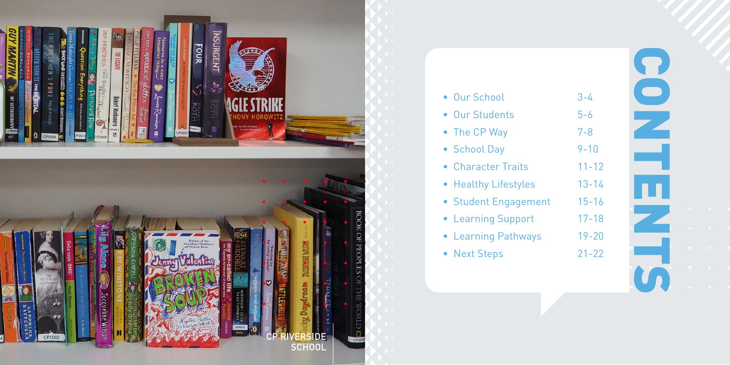CP RIVERSIDE SCHOOL

# CONTENTS

- Our School 3-4
- Our Students 5-6
- The CP Way 7-8
- School Day 9-10
- Character Traits 11-12
- Healthy Lifestyles 13-14
- Student Engagement 15-16
- Learning Support 17-18
- Learning Pathways 19-20
- Next Steps 21-22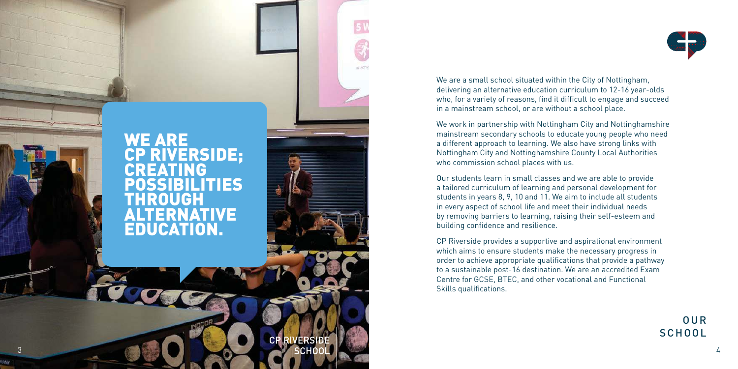# WE ARE CP RIVERSIDE; CREATING POSSIBILITIES THROUGH ALTERNATIVE EDUCATION.

CP RIVERSIDE SCHOOL

## OUR SCHOOL

We are a small school situated within the City of Nottingham, delivering an alternative education curriculum to 12-16 year-olds who, for a variety of reasons, find it difficult to engage and succeed in a mainstream school, or are without a school place.

We work in partnership with Nottingham City and Nottinghamshire mainstream secondary schools to educate young people who need a different approach to learning. We also have strong links with Nottingham City and Nottinghamshire County Local Authorities who commission school places with us.

Our students learn in small classes and we are able to provide a tailored curriculum of learning and personal development for students in years 8, 9, 10 and 11. We aim to include all students in every aspect of school life and meet their individual needs by removing barriers to learning, raising their self-esteem and building confidence and resilience.

CP Riverside provides a supportive and aspirational environment which aims to ensure students make the necessary progress in order to achieve appropriate qualifications that provide a pathway to a sustainable post-16 destination. We are an accredited Exam Centre for GCSE, BTEC, and other vocational and Functional Skills qualifications.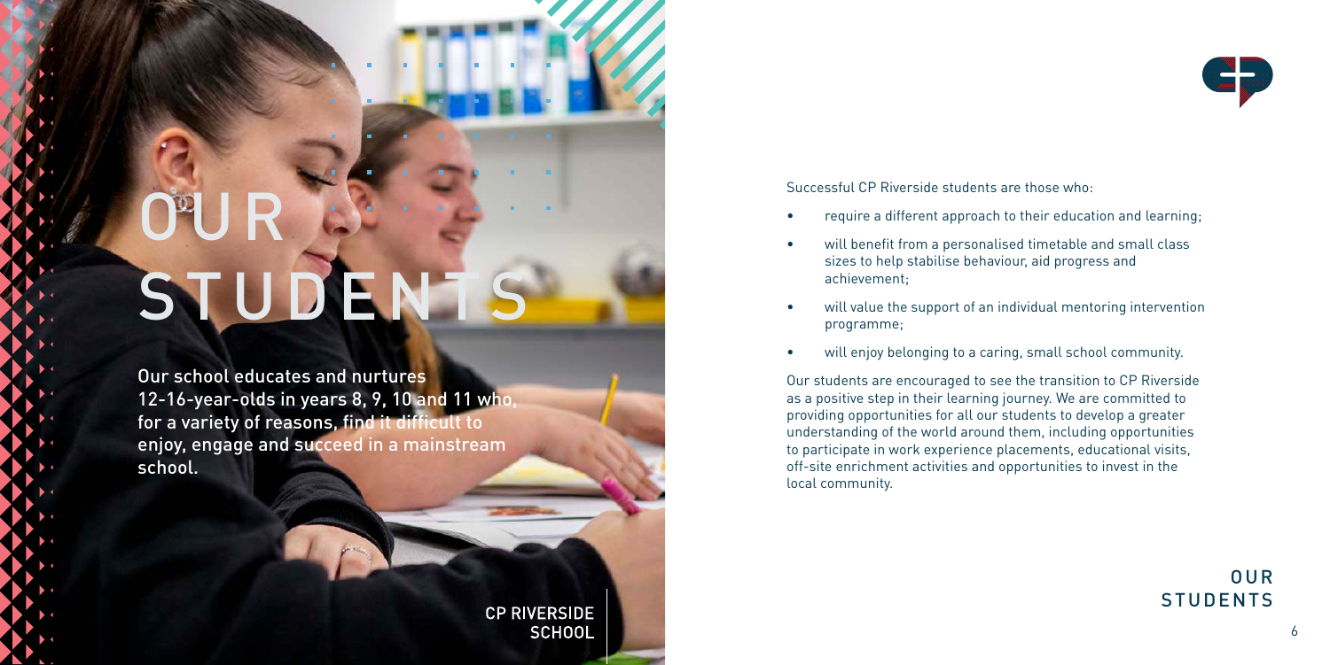# OUR STUDENTS

Our school educates and nurtures 12-16-year-olds in years 8, 9, 10 and 11 who, for a variety of reasons, find it difficult to enjoy, engage and succeed in a mainstream school.

Successful CP Riverside students are those who:

- require a different approach to their education and learning;
- will benefit from a personalised timetable and small class sizes to help stabilise behaviour, aid progress and achievement;
- will value the support of an individual mentoring intervention programme;
- will enjoy belonging to a caring, small school community.

Our students are encouraged to see the transition to CP Riverside as a positive step in their learning journey. We are committed to providing opportunities for all our students to develop a greater understanding of the world around them, including opportunities to participate in work experience placements, educational visits, off-site enrichment activities and opportunities to invest in the local community.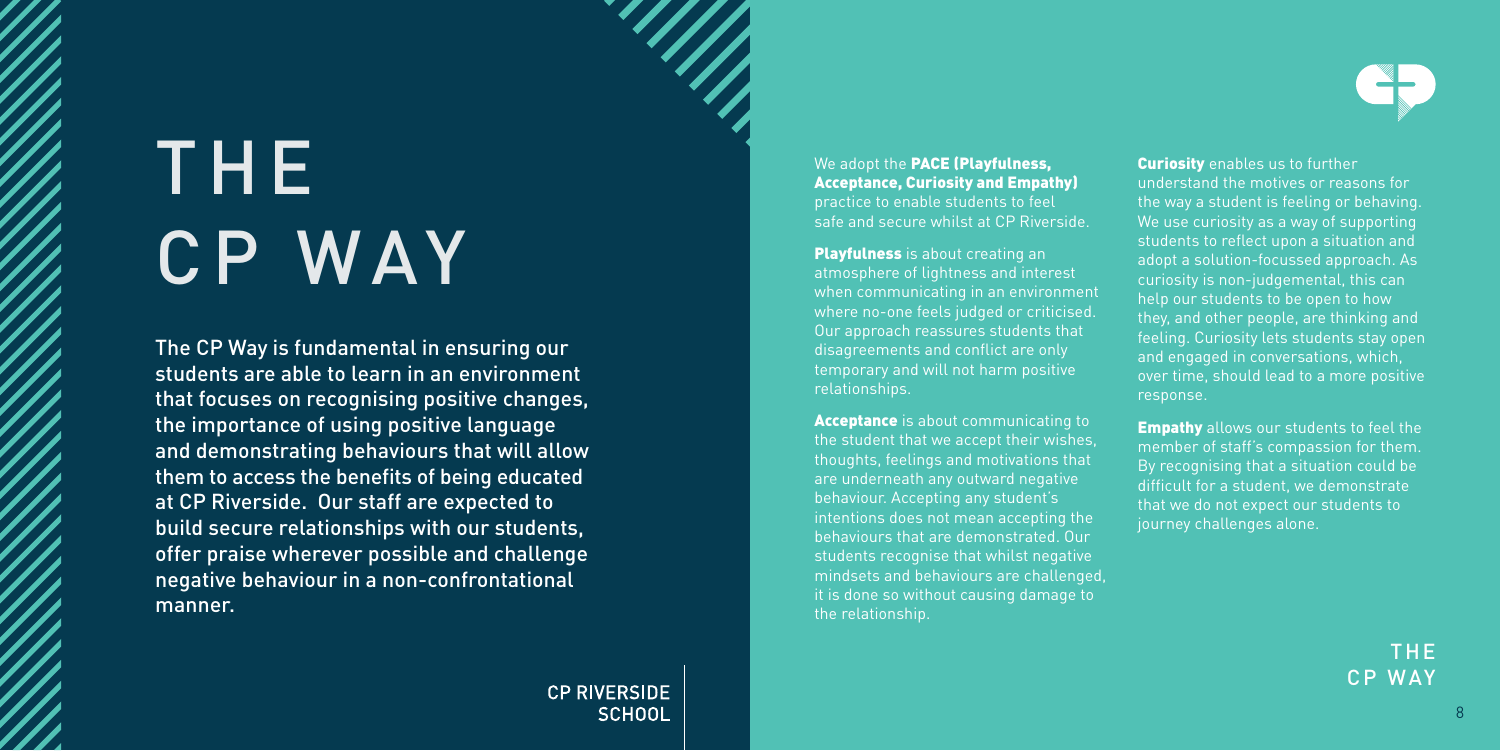# THE CP WAY

The CP Way is fundamental in ensuring our students are able to learn in an environment that focuses on recognising positive changes, the importance of using positive language and demonstrating behaviours that will allow them to access the benefits of being educated at CP Riverside. Our staff are expected to build secure relationships with our students, offer praise wherever possible and challenge negative behaviour in a non-confrontational manner.

We adopt the **PACE (Playfulness, Acceptance, Curiosity and Empathy)** practice to enable students to feel safe and secure whilst at CP Riverside.

**Playfulness** is about creating an atmosphere of lightness and interest when communicating in an environment where no-one feels judged or criticised. Our approach reassures students that disagreements and conflict are only temporary and will not harm positive relationships.

**Acceptance** is about communicating to the student that we accept their wishes, thoughts, feelings and motivations that are underneath any outward negative behaviour. Accepting any student's intentions does not mean accepting the behaviours that are demonstrated. Our students recognise that whilst negative mindsets and behaviours are challenged, it is done so without causing damage to the relationship.

**Curiosity** enables us to further understand the motives or reasons for the way a student is feeling or behaving. We use curiosity as a way of supporting students to reflect upon a situation and adopt a solution-focussed approach. As curiosity is non-judgemental, this can help our students to be open to how they, and other people, are thinking and feeling. Curiosity lets students stay open and engaged in conversations, which, over time, should lead to a more positive response.

**Empathy** allows our students to feel the member of staff's compassion for them. By recognising that a situation could be difficult for a student, we demonstrate that we do not expect our students to journey challenges alone.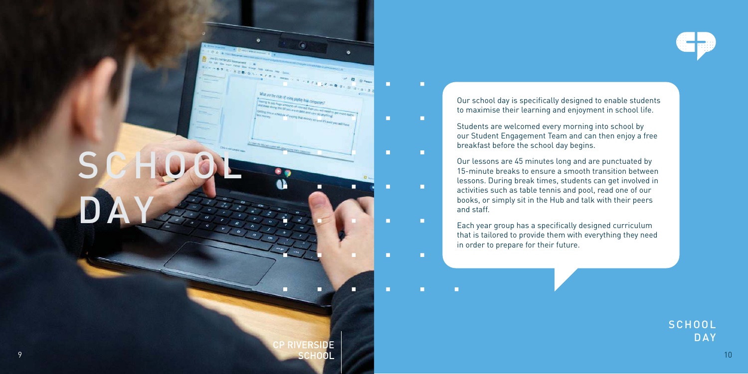# SCHOOL DAY

Our school day is specifically designed to enable students to maximise their learning and enjoyment in school life.

Students are welcomed every morning into school by our Student Engagement Team and can then enjoy a free breakfast before the school day begins.

Our lessons are 45 minutes long and are punctuated by 15-minute breaks to ensure a smooth transition between lessons. During break times, students can get involved in activities such as table tennis and pool, read one of our books, or simply sit in the Hub and talk with their peers and staff.

Each year group has a specifically designed curriculum that is tailored to provide them with everything they need in order to prepare for their future.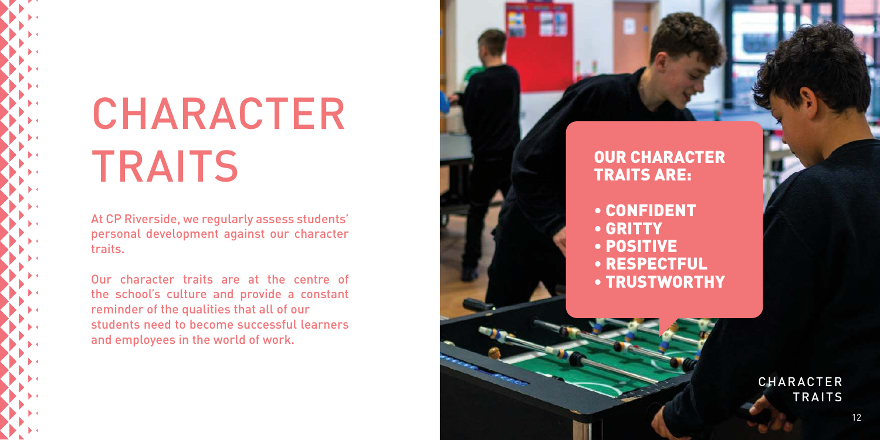# CHARACTER TRAITS

At CP Riverside, we regularly assess students' personal development against our character traits.

Our character traits are at the centre of the school's culture and provide a constant reminder of the qualities that all of our students need to become successful learners and employees in the world of work.

## OUR CHARACTER TRAITS ARE:

- CONFIDENT
- GRITTY
- POSITIVE
- RESPECTFUL
- TRUSTWORTHY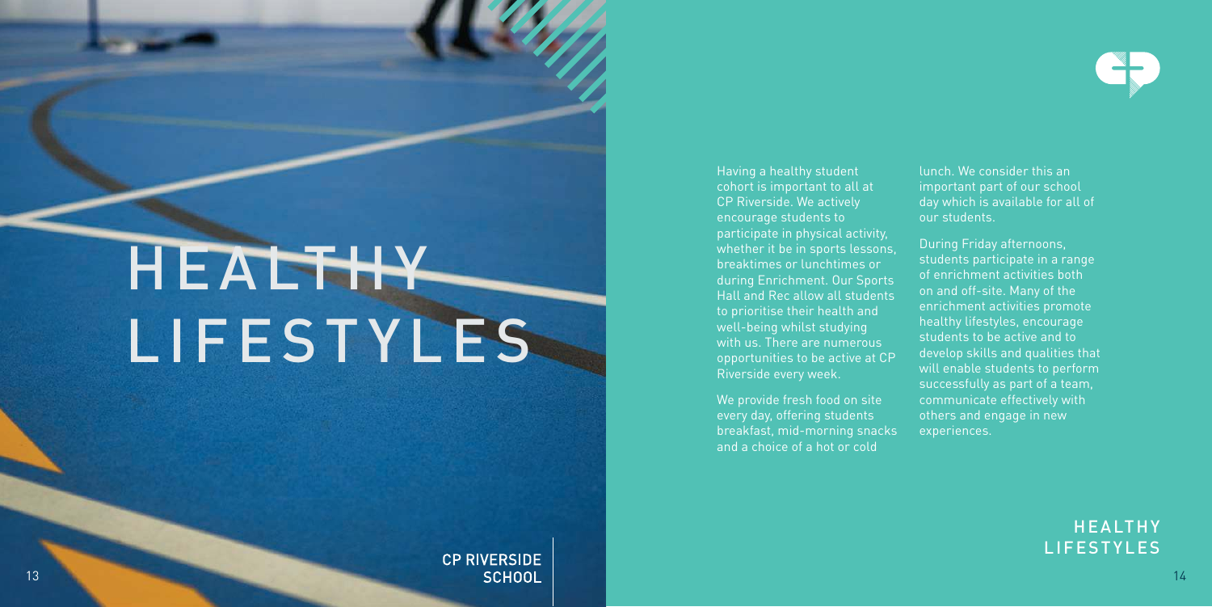# HEALTHY LIFESTYLES

Having a healthy student cohort is important to all at CP Riverside. We actively encourage students to participate in physical activity, whether it be in sports lessons, breaktimes or lunchtimes or during Enrichment. Our Sports Hall and Rec allow all students to prioritise their health and well-being whilst studying with us. There are numerous opportunities to be active at CP Riverside every week.

We provide fresh food on site every day, offering students breakfast, mid-morning snacks and a choice of a hot or cold lunch. We consider this an important part of our school day which is available for all of our students.

During Friday afternoons, students participate in a range of enrichment activities both on and off-site. Many of the enrichment activities promote healthy lifestyles, encourage students to be active and to develop skills and qualities that will enable students to perform successfully as part of a team, communicate effectively with others and engage in new experiences.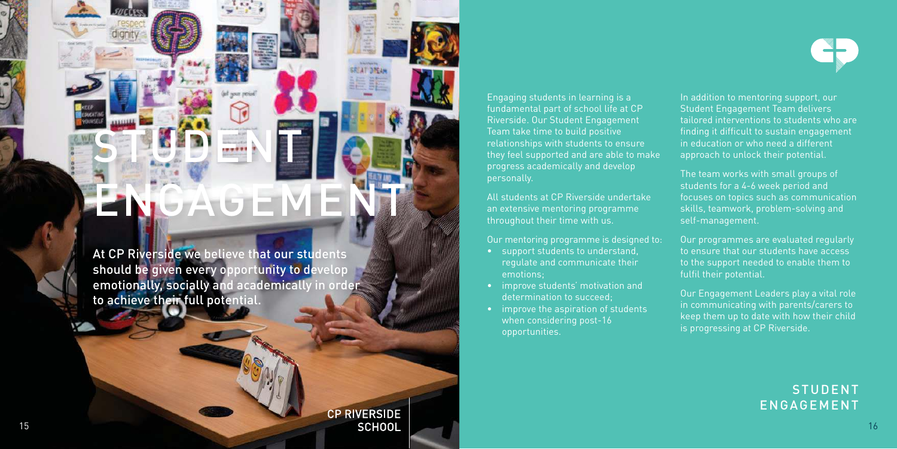# STUDENT ENGAGEMENT

**At CP Riverside we believe that our students should be given every opportunity to develop emotionally, socially and academically in order to achieve their full potential.**

Engaging students in learning is a fundamental part of school life at CP Riverside. Our Student Engagement Team take time to build positive relationships with students to ensure they feel supported and are able to make progress academically and develop personally.

All students at CP Riverside undertake an extensive mentoring programme throughout their time with us.

Our mentoring programme is designed to:

- support students to understand, regulate and communicate their emotions;
- improve students' motivation and determination to succeed;
- improve the aspiration of students when considering post-16 opportunities.

In addition to mentoring support, our Student Engagement Team delivers tailored interventions to students who are finding it difficult to sustain engagement in education or who need a different approach to unlock their potential.

The team works with small groups of students for a 4-6 week period and focuses on topics such as communication skills, teamwork, problem-solving and self-management.

Our programmes are evaluated regularly to ensure that our students have access to the support needed to enable them to fulfil their potential.

Our Engagement Leaders play a vital role in communicating with parents/carers to keep them up to date with how their child is progressing at CP Riverside.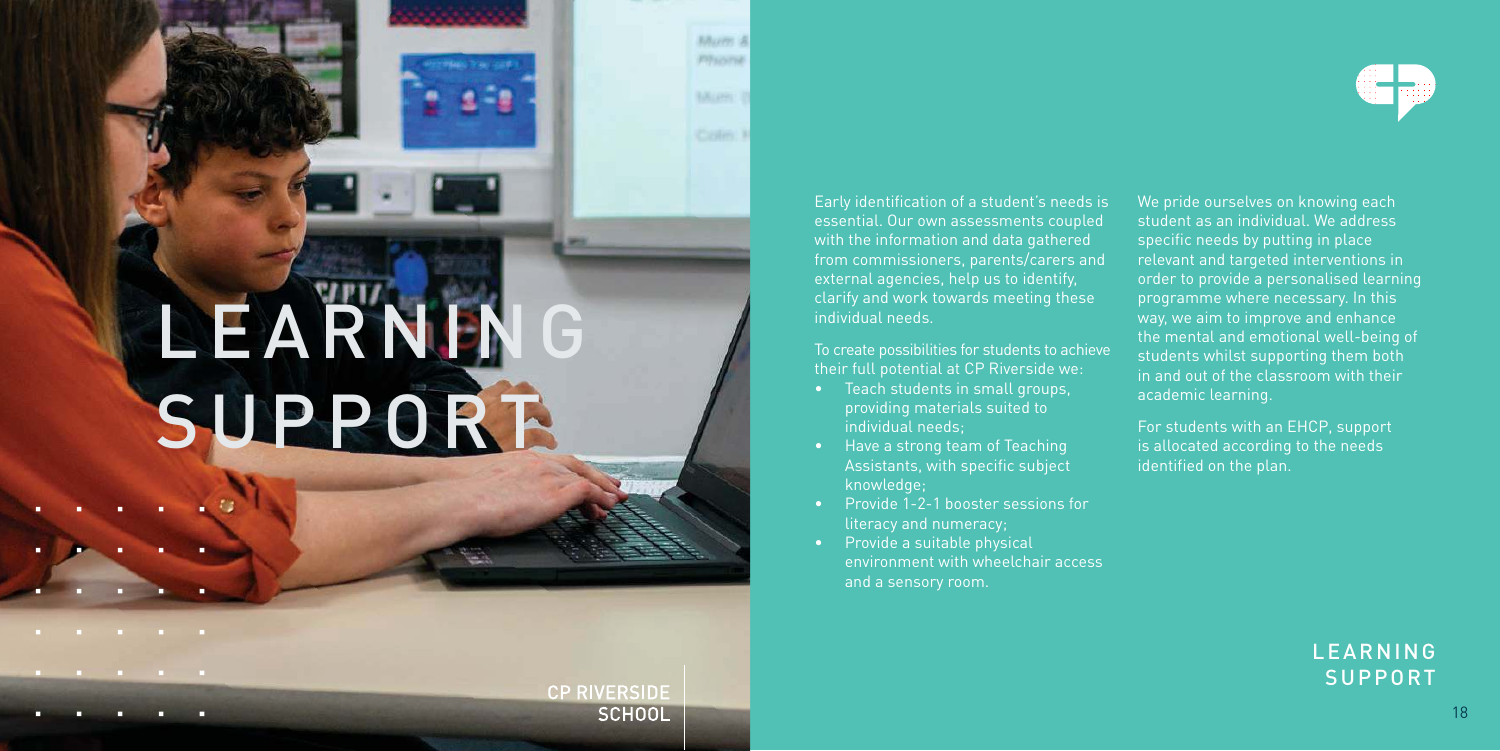# LEARNING SUPPORT

Early identification of a student's needs is essential. Our own assessments coupled with the information and data gathered from commissioners, parents/carers and external agencies, help us to identify, clarify and work towards meeting these individual needs.

To create possibilities for students to achieve their full potential at CP Riverside we:

- Teach students in small groups, providing materials suited to individual needs;
- Have a strong team of Teaching Assistants, with specific subject knowledge;
- Provide 1-2-1 booster sessions for literacy and numeracy;
- Provide a suitable physical environment with wheelchair access and a sensory room.

We pride ourselves on knowing each student as an individual. We address specific needs by putting in place relevant and targeted interventions in order to provide a personalised learning programme where necessary. In this way, we aim to improve and enhance the mental and emotional well-being of students whilst supporting them both in and out of the classroom with their academic learning.

For students with an EHCP, support is allocated according to the needs identified on the plan.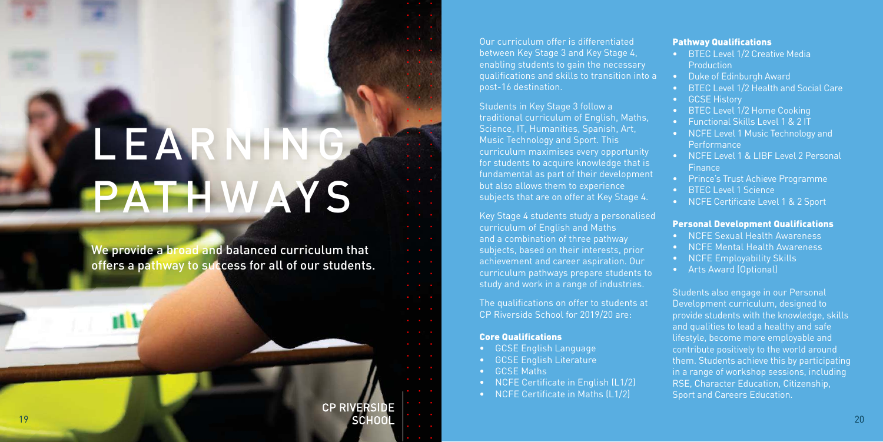# LEARNING PATHWAYS

We provide a broad and balanced curriculum that offers a pathway to success for all of our students.

CP RIVERSIDE SCHOOL

Our curriculum offer is differentiated between Key Stage 3 and Key Stage 4, enabling students to gain the necessary qualifications and skills to transition into a post-16 destination.

Students in Key Stage 3 follow a traditional curriculum of English, Maths, Science, IT, Humanities, Spanish, Art, Music Technology and Sport. This curriculum maximises every opportunity for students to acquire knowledge that is fundamental as part of their development but also allows them to experience subjects that are on offer at Key Stage 4.

Key Stage 4 students study a personalised curriculum of English and Maths and a combination of three pathway subjects, based on their interests, prior achievement and career aspiration. Our curriculum pathways prepare students to study and work in a range of industries.

The qualifications on offer to students at CP Riverside School for 2019/20 are:

### Core Qualifications

- GCSE English Language
- GCSE English Literature
- GCSE Maths
- NCFE Certificate in English (L1/2)
- NCFE Certificate in Maths (L1/2)

### Pathway Qualifications

- BTEC Level 1/2 Creative Media Production
- Duke of Edinburgh Award
- BTEC Level 1/2 Health and Social Care
- GCSE History
- BTEC Level 1/2 Home Cooking
- Functional Skills Level 1 & 2 IT
- NCFE Level 1 Music Technology and Performance
- NCFE Level 1 & LIBF Level 2 Personal Finance
- Prince's Trust Achieve Programme
- BTEC Level 1 Science
- NCFE Certificate Level 1 & 2 Sport

### Personal Development Qualifications

- NCFE Sexual Health Awareness
- NCFE Mental Health Awareness
- NCFE Employability Skills
- Arts Award (Optional)

Students also engage in our Personal Development curriculum, designed to provide students with the knowledge, skills and qualities to lead a healthy and safe lifestyle, become more employable and contribute positively to the world around them. Students achieve this by participating in a range of workshop sessions, including RSE, Character Education, Citizenship, Sport and Careers Education.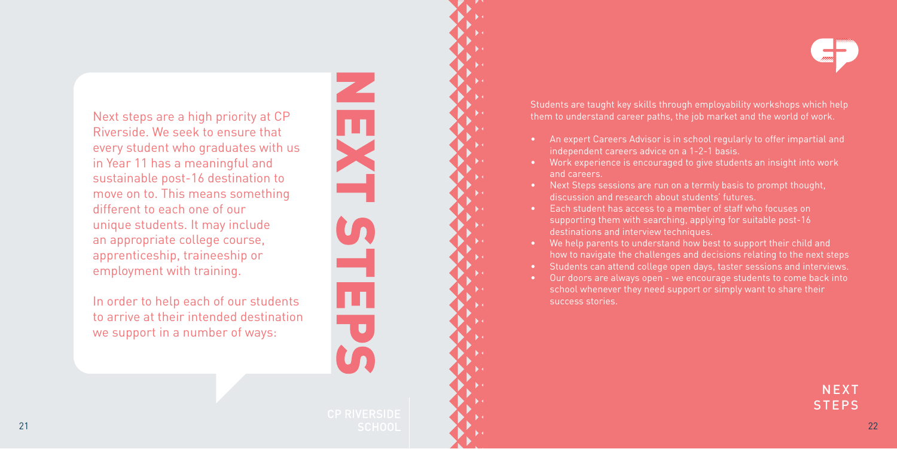# NEXT STEPS

Next steps are a high priority at CP Riverside. We seek to ensure that every student who graduates with us in Year 11 has a meaningful and sustainable post-16 destination to move on to. This means something different to each one of our unique students. It may include an appropriate college course, apprenticeship, traineeship or employment with training.

In order to help each of our students to arrive at their intended destination we support in a number of ways:

Students are taught key skills through employability workshops which help them to understand career paths, the job market and the world of work.

- An expert Careers Advisor is in school regularly to offer impartial and independent careers advice on a 1-2-1 basis.
- Work experience is encouraged to give students an insight into work and careers.
- Next Steps sessions are run on a termly basis to prompt thought, discussion and research about students' futures.
- Each student has access to a member of staff who focuses on supporting them with searching, applying for suitable post-16 destinations and interview techniques.
- We help parents to understand how best to support their child and how to navigate the challenges and decisions relating to the next steps
- Students can attend college open days, taster sessions and interviews.
- Our doors are always open - we encourage students to come back into school whenever they need support or simply want to share their success stories.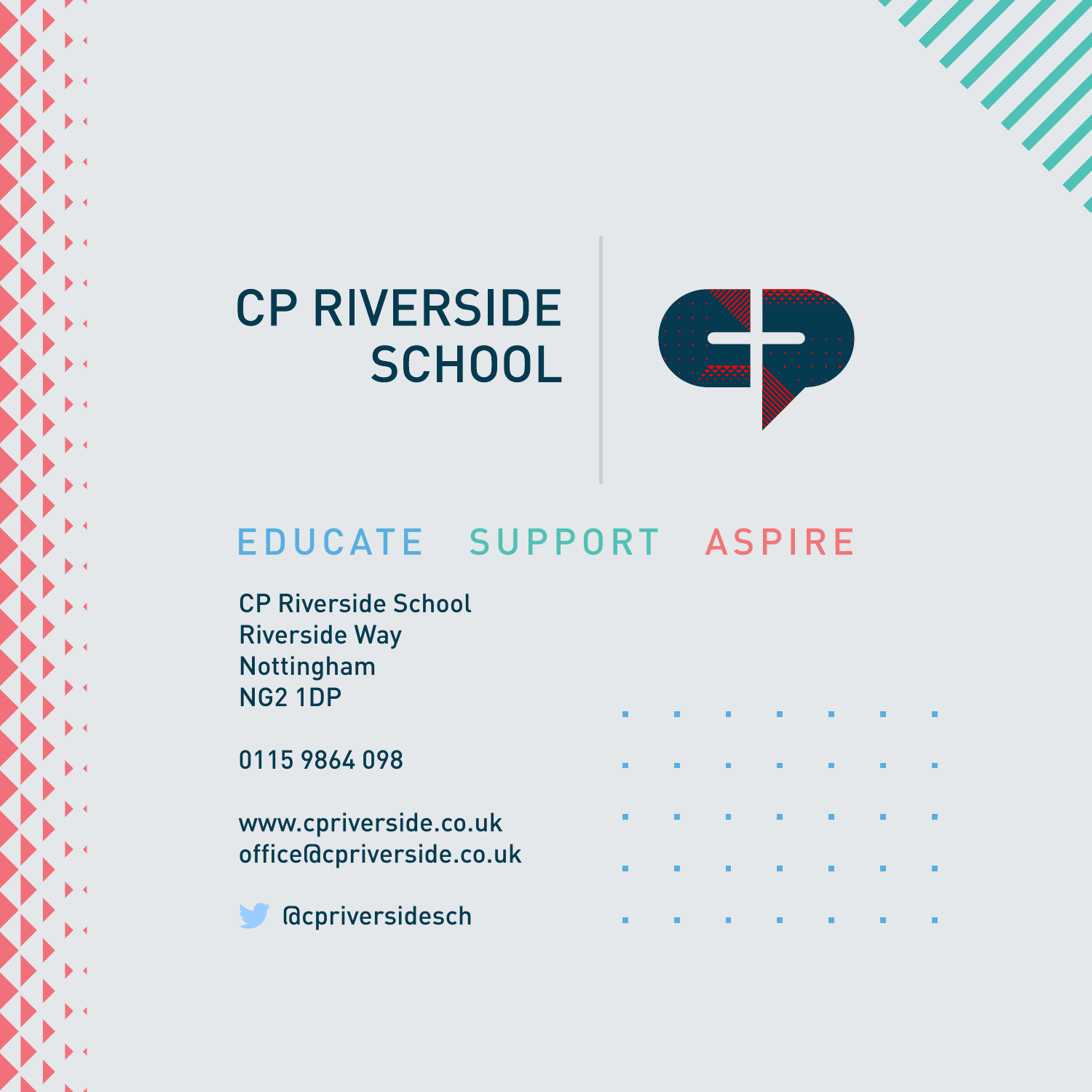# CP RIVERSIDE SCHOOL

EDUCATE SUPPORT ASPIRE

CP Riverside School
Riverside Way
Nottingham
NG2 1DP

0115 9864 098

www.cpriverside.co.uk
office@cpriverside.co.uk

@cpriversidesch